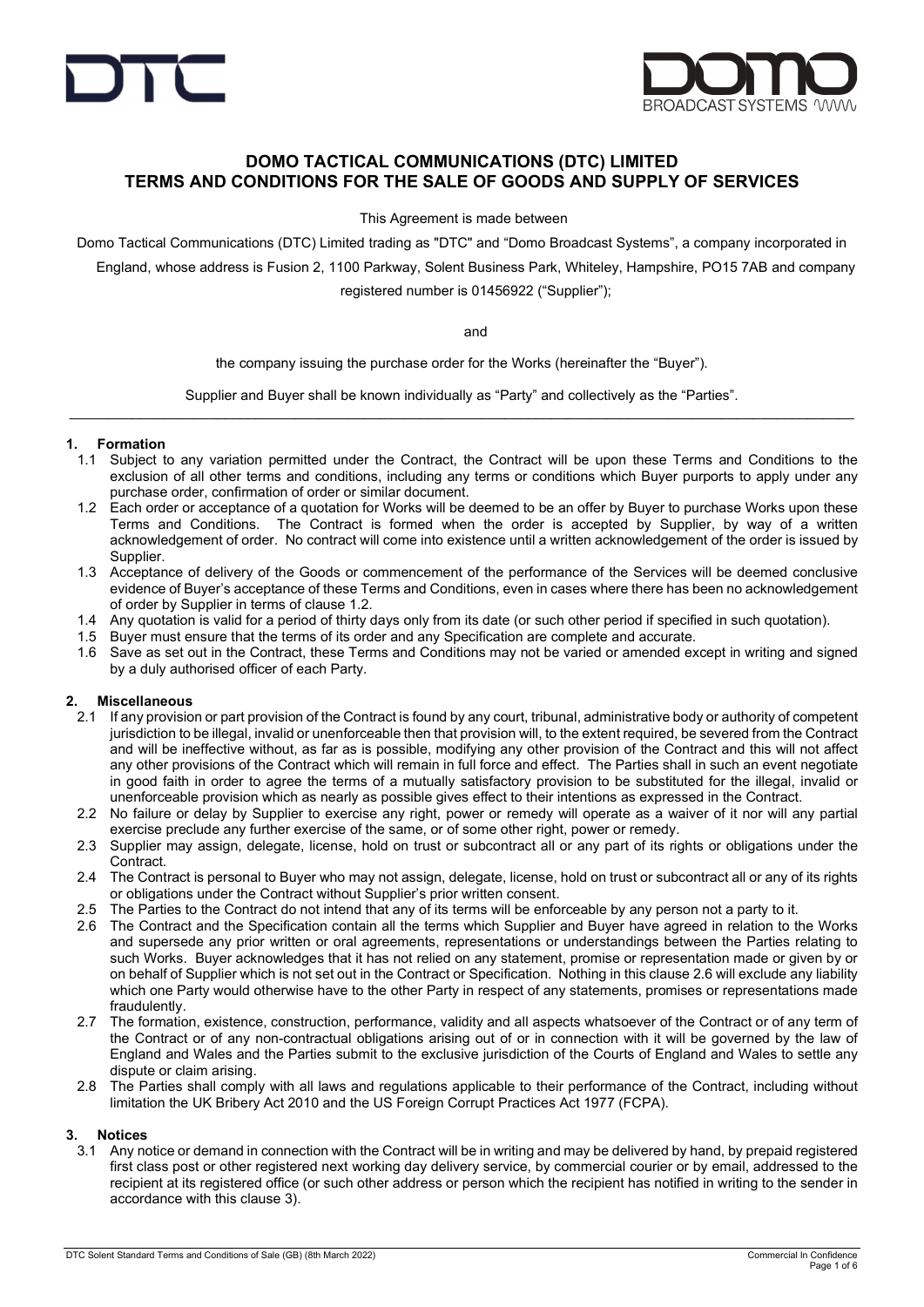# DOMO TACTICAL COMMUNICATIONS (DTC) LIMITED
# TERMS AND CONDITIONS FOR THE SALE OF GOODS AND SUPPLY OF SERVICES

This Agreement is made between

Domo Tactical Communications (DTC) Limited trading as "DTC" and "Domo Broadcast Systems", a company incorporated in England, whose address is Fusion 2, 1100 Parkway, Solent Business Park, Whiteley, Hampshire, PO15 7AB and company registered number is 01456922 ("Supplier");

and

the company issuing the purchase order for the Works (hereinafter the "Buyer").

Supplier and Buyer shall be known individually as "Party" and collectively as the "Parties".

---

## 1. Formation

1.1 Subject to any variation permitted under the Contract, the Contract will be upon these Terms and Conditions to the exclusion of all other terms and conditions, including any terms or conditions which Buyer purports to apply under any purchase order, confirmation of order or similar document.

1.2 Each order or acceptance of a quotation for Works will be deemed to be an offer by Buyer to purchase Works upon these Terms and Conditions. The Contract is formed when the order is accepted by Supplier, by way of a written acknowledgement of order. No contract will come into existence until a written acknowledgement of the order is issued by Supplier.

1.3 Acceptance of delivery of the Goods or commencement of the performance of the Services will be deemed conclusive evidence of Buyer's acceptance of these Terms and Conditions, even in cases where there has been no acknowledgement of order by Supplier in terms of clause 1.2.

1.4 Any quotation is valid for a period of thirty days only from its date (or such other period if specified in such quotation).

1.5 Buyer must ensure that the terms of its order and any Specification are complete and accurate.

1.6 Save as set out in the Contract, these Terms and Conditions may not be varied or amended except in writing and signed by a duly authorised officer of each Party.

## 2. Miscellaneous

2.1 If any provision or part provision of the Contract is found by any court, tribunal, administrative body or authority of competent jurisdiction to be illegal, invalid or unenforceable then that provision will, to the extent required, be severed from the Contract and will be ineffective without, as far as is possible, modifying any other provision of the Contract and this will not affect any other provisions of the Contract which will remain in full force and effect. The Parties shall in such an event negotiate in good faith in order to agree the terms of a mutually satisfactory provision to be substituted for the illegal, invalid or unenforceable provision which as nearly as possible gives effect to their intentions as expressed in the Contract.

2.2 No failure or delay by Supplier to exercise any right, power or remedy will operate as a waiver of it nor will any partial exercise preclude any further exercise of the same, or of some other right, power or remedy.

2.3 Supplier may assign, delegate, license, hold on trust or subcontract all or any part of its rights or obligations under the Contract.

2.4 The Contract is personal to Buyer who may not assign, delegate, license, hold on trust or subcontract all or any of its rights or obligations under the Contract without Supplier's prior written consent.

2.5 The Parties to the Contract do not intend that any of its terms will be enforceable by any person not a party to it.

2.6 The Contract and the Specification contain all the terms which Supplier and Buyer have agreed in relation to the Works and supersede any prior written or oral agreements, representations or understandings between the Parties relating to such Works. Buyer acknowledges that it has not relied on any statement, promise or representation made or given by or on behalf of Supplier which is not set out in the Contract or Specification. Nothing in this clause 2.6 will exclude any liability which one Party would otherwise have to the other Party in respect of any statements, promises or representations made fraudulently.

2.7 The formation, existence, construction, performance, validity and all aspects whatsoever of the Contract or of any term of the Contract or of any non-contractual obligations arising out of or in connection with it will be governed by the law of England and Wales and the Parties submit to the exclusive jurisdiction of the Courts of England and Wales to settle any dispute or claim arising.

2.8 The Parties shall comply with all laws and regulations applicable to their performance of the Contract, including without limitation the UK Bribery Act 2010 and the US Foreign Corrupt Practices Act 1977 (FCPA).

## 3. Notices

3.1 Any notice or demand in connection with the Contract will be in writing and may be delivered by hand, by prepaid registered first class post or other registered next working day delivery service, by commercial courier or by email, addressed to the recipient at its registered office (or such other address or person which the recipient has notified in writing to the sender in accordance with this clause 3).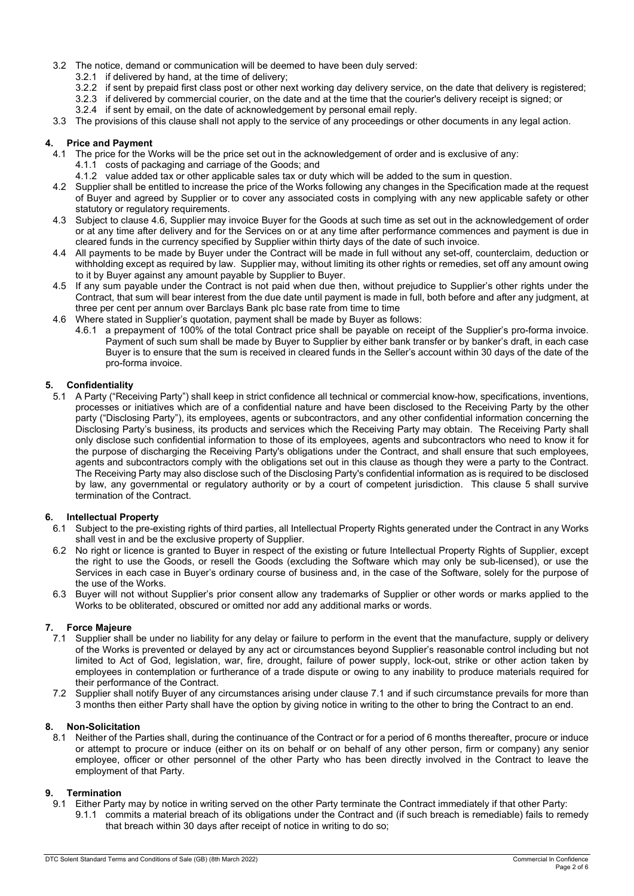3.2 The notice, demand or communication will be deemed to have been duly served:

3.2.1 if delivered by hand, at the time of delivery;

3.2.2 if sent by prepaid first class post or other next working day delivery service, on the date that delivery is registered;

3.2.3 if delivered by commercial courier, on the date and at the time that the courier's delivery receipt is signed; or

3.2.4 if sent by email, on the date of acknowledgement by personal email reply.

3.3 The provisions of this clause shall not apply to the service of any proceedings or other documents in any legal action.

## 4. Price and Payment

4.1 The price for the Works will be the price set out in the acknowledgement of order and is exclusive of any:

4.1.1 costs of packaging and carriage of the Goods; and

4.1.2 value added tax or other applicable sales tax or duty which will be added to the sum in question.

4.2 Supplier shall be entitled to increase the price of the Works following any changes in the Specification made at the request of Buyer and agreed by Supplier or to cover any associated costs in complying with any new applicable safety or other statutory or regulatory requirements.

4.3 Subject to clause 4.6, Supplier may invoice Buyer for the Goods at such time as set out in the acknowledgement of order or at any time after delivery and for the Services on or at any time after performance commences and payment is due in cleared funds in the currency specified by Supplier within thirty days of the date of such invoice.

4.4 All payments to be made by Buyer under the Contract will be made in full without any set-off, counterclaim, deduction or withholding except as required by law. Supplier may, without limiting its other rights or remedies, set off any amount owing to it by Buyer against any amount payable by Supplier to Buyer.

4.5 If any sum payable under the Contract is not paid when due then, without prejudice to Supplier's other rights under the Contract, that sum will bear interest from the due date until payment is made in full, both before and after any judgment, at three per cent per annum over Barclays Bank plc base rate from time to time

4.6 Where stated in Supplier's quotation, payment shall be made by Buyer as follows:

4.6.1 a prepayment of 100% of the total Contract price shall be payable on receipt of the Supplier's pro-forma invoice. Payment of such sum shall be made by Buyer to Supplier by either bank transfer or by banker's draft, in each case Buyer is to ensure that the sum is received in cleared funds in the Seller's account within 30 days of the date of the pro-forma invoice.

## 5. Confidentiality

5.1 A Party ("Receiving Party") shall keep in strict confidence all technical or commercial know-how, specifications, inventions, processes or initiatives which are of a confidential nature and have been disclosed to the Receiving Party by the other party ("Disclosing Party"), its employees, agents or subcontractors, and any other confidential information concerning the Disclosing Party's business, its products and services which the Receiving Party may obtain. The Receiving Party shall only disclose such confidential information to those of its employees, agents and subcontractors who need to know it for the purpose of discharging the Receiving Party's obligations under the Contract, and shall ensure that such employees, agents and subcontractors comply with the obligations set out in this clause as though they were a party to the Contract. The Receiving Party may also disclose such of the Disclosing Party's confidential information as is required to be disclosed by law, any governmental or regulatory authority or by a court of competent jurisdiction. This clause 5 shall survive termination of the Contract.

## 6. Intellectual Property

6.1 Subject to the pre-existing rights of third parties, all Intellectual Property Rights generated under the Contract in any Works shall vest in and be the exclusive property of Supplier.

6.2 No right or licence is granted to Buyer in respect of the existing or future Intellectual Property Rights of Supplier, except the right to use the Goods, or resell the Goods (excluding the Software which may only be sub-licensed), or use the Services in each case in Buyer's ordinary course of business and, in the case of the Software, solely for the purpose of the use of the Works.

6.3 Buyer will not without Supplier's prior consent allow any trademarks of Supplier or other words or marks applied to the Works to be obliterated, obscured or omitted nor add any additional marks or words.

## 7. Force Majeure

7.1 Supplier shall be under no liability for any delay or failure to perform in the event that the manufacture, supply or delivery of the Works is prevented or delayed by any act or circumstances beyond Supplier's reasonable control including but not limited to Act of God, legislation, war, fire, drought, failure of power supply, lock-out, strike or other action taken by employees in contemplation or furtherance of a trade dispute or owing to any inability to produce materials required for their performance of the Contract.

7.2 Supplier shall notify Buyer of any circumstances arising under clause 7.1 and if such circumstance prevails for more than 3 months then either Party shall have the option by giving notice in writing to the other to bring the Contract to an end.

## 8. Non-Solicitation

8.1 Neither of the Parties shall, during the continuance of the Contract or for a period of 6 months thereafter, procure or induce or attempt to procure or induce (either on its on behalf or on behalf of any other person, firm or company) any senior employee, officer or other personnel of the other Party who has been directly involved in the Contract to leave the employment of that Party.

## 9. Termination

9.1 Either Party may by notice in writing served on the other Party terminate the Contract immediately if that other Party:

9.1.1 commits a material breach of its obligations under the Contract and (if such breach is remediable) fails to remedy that breach within 30 days after receipt of notice in writing to do so;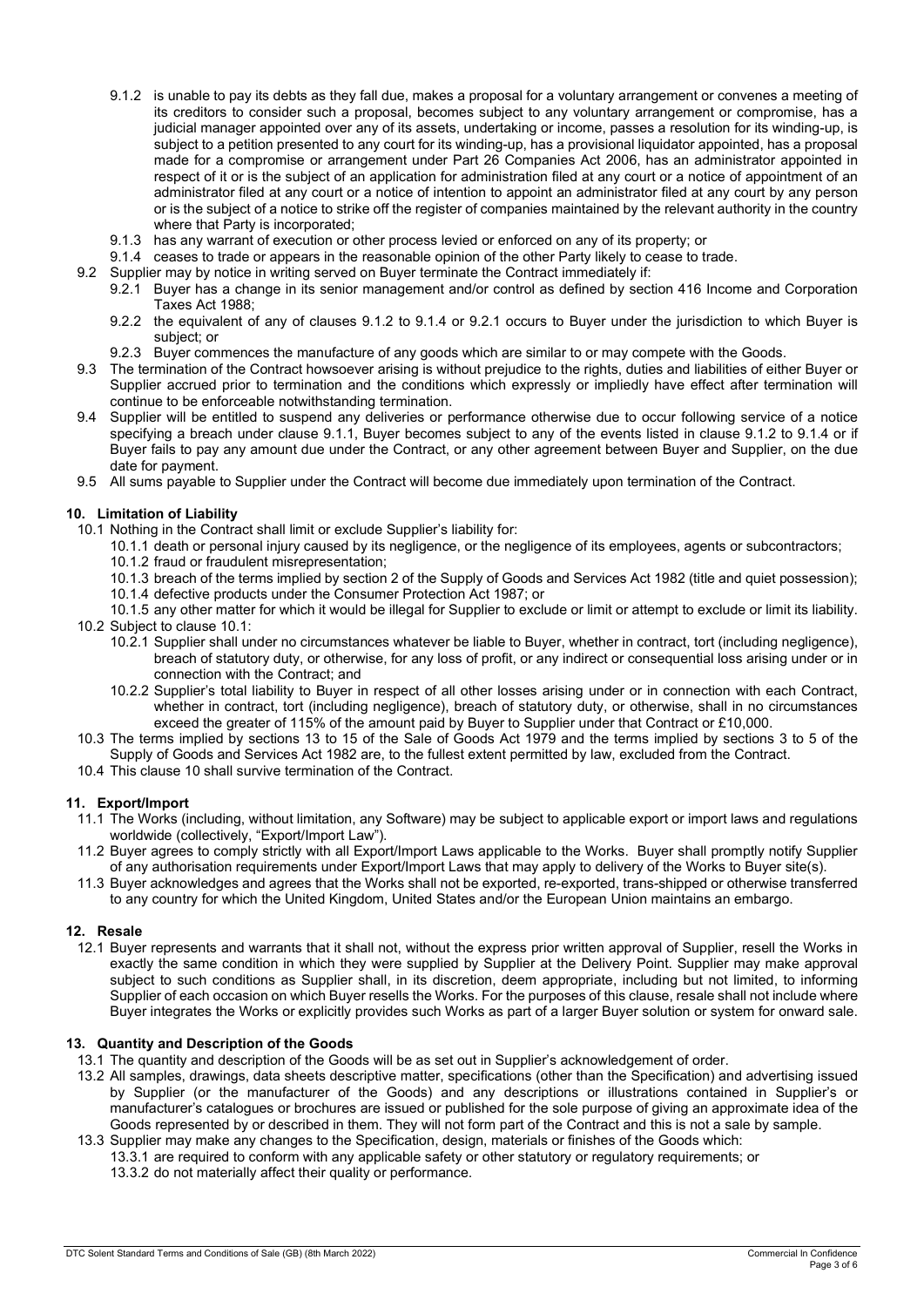9.1.2 is unable to pay its debts as they fall due, makes a proposal for a voluntary arrangement or convenes a meeting of its creditors to consider such a proposal, becomes subject to any voluntary arrangement or compromise, has a judicial manager appointed over any of its assets, undertaking or income, passes a resolution for its winding-up, is subject to a petition presented to any court for its winding-up, has a provisional liquidator appointed, has a proposal made for a compromise or arrangement under Part 26 Companies Act 2006, has an administrator appointed in respect of it or is the subject of an application for administration filed at any court or a notice of appointment of an administrator filed at any court or a notice of intention to appoint an administrator filed at any court by any person or is the subject of a notice to strike off the register of companies maintained by the relevant authority in the country where that Party is incorporated;

9.1.3 has any warrant of execution or other process levied or enforced on any of its property; or

9.1.4 ceases to trade or appears in the reasonable opinion of the other Party likely to cease to trade.

9.2 Supplier may by notice in writing served on Buyer terminate the Contract immediately if:

9.2.1 Buyer has a change in its senior management and/or control as defined by section 416 Income and Corporation Taxes Act 1988;

9.2.2 the equivalent of any of clauses 9.1.2 to 9.1.4 or 9.2.1 occurs to Buyer under the jurisdiction to which Buyer is subject; or

9.2.3 Buyer commences the manufacture of any goods which are similar to or may compete with the Goods.

9.3 The termination of the Contract howsoever arising is without prejudice to the rights, duties and liabilities of either Buyer or Supplier accrued prior to termination and the conditions which expressly or impliedly have effect after termination will continue to be enforceable notwithstanding termination.

9.4 Supplier will be entitled to suspend any deliveries or performance otherwise due to occur following service of a notice specifying a breach under clause 9.1.1, Buyer becomes subject to any of the events listed in clause 9.1.2 to 9.1.4 or if Buyer fails to pay any amount due under the Contract, or any other agreement between Buyer and Supplier, on the due date for payment.

9.5 All sums payable to Supplier under the Contract will become due immediately upon termination of the Contract.

## 10. Limitation of Liability

10.1 Nothing in the Contract shall limit or exclude Supplier's liability for:

10.1.1 death or personal injury caused by its negligence, or the negligence of its employees, agents or subcontractors;

10.1.2 fraud or fraudulent misrepresentation;

10.1.3 breach of the terms implied by section 2 of the Supply of Goods and Services Act 1982 (title and quiet possession);

10.1.4 defective products under the Consumer Protection Act 1987; or

10.1.5 any other matter for which it would be illegal for Supplier to exclude or limit or attempt to exclude or limit its liability.

10.2 Subject to clause 10.1:

10.2.1 Supplier shall under no circumstances whatever be liable to Buyer, whether in contract, tort (including negligence), breach of statutory duty, or otherwise, for any loss of profit, or any indirect or consequential loss arising under or in connection with the Contract; and

10.2.2 Supplier's total liability to Buyer in respect of all other losses arising under or in connection with each Contract, whether in contract, tort (including negligence), breach of statutory duty, or otherwise, shall in no circumstances exceed the greater of 115% of the amount paid by Buyer to Supplier under that Contract or £10,000.

10.3 The terms implied by sections 13 to 15 of the Sale of Goods Act 1979 and the terms implied by sections 3 to 5 of the Supply of Goods and Services Act 1982 are, to the fullest extent permitted by law, excluded from the Contract.

10.4 This clause 10 shall survive termination of the Contract.

## 11. Export/Import

11.1 The Works (including, without limitation, any Software) may be subject to applicable export or import laws and regulations worldwide (collectively, "Export/Import Law").

11.2 Buyer agrees to comply strictly with all Export/Import Laws applicable to the Works. Buyer shall promptly notify Supplier of any authorisation requirements under Export/Import Laws that may apply to delivery of the Works to Buyer site(s).

11.3 Buyer acknowledges and agrees that the Works shall not be exported, re-exported, trans-shipped or otherwise transferred to any country for which the United Kingdom, United States and/or the European Union maintains an embargo.

## 12. Resale

12.1 Buyer represents and warrants that it shall not, without the express prior written approval of Supplier, resell the Works in exactly the same condition in which they were supplied by Supplier at the Delivery Point. Supplier may make approval subject to such conditions as Supplier shall, in its discretion, deem appropriate, including but not limited, to informing Supplier of each occasion on which Buyer resells the Works. For the purposes of this clause, resale shall not include where Buyer integrates the Works or explicitly provides such Works as part of a larger Buyer solution or system for onward sale.

## 13. Quantity and Description of the Goods

13.1 The quantity and description of the Goods will be as set out in Supplier's acknowledgement of order.

13.2 All samples, drawings, data sheets descriptive matter, specifications (other than the Specification) and advertising issued by Supplier (or the manufacturer of the Goods) and any descriptions or illustrations contained in Supplier's or manufacturer's catalogues or brochures are issued or published for the sole purpose of giving an approximate idea of the Goods represented by or described in them. They will not form part of the Contract and this is not a sale by sample.

13.3 Supplier may make any changes to the Specification, design, materials or finishes of the Goods which:

13.3.1 are required to conform with any applicable safety or other statutory or regulatory requirements; or

13.3.2 do not materially affect their quality or performance.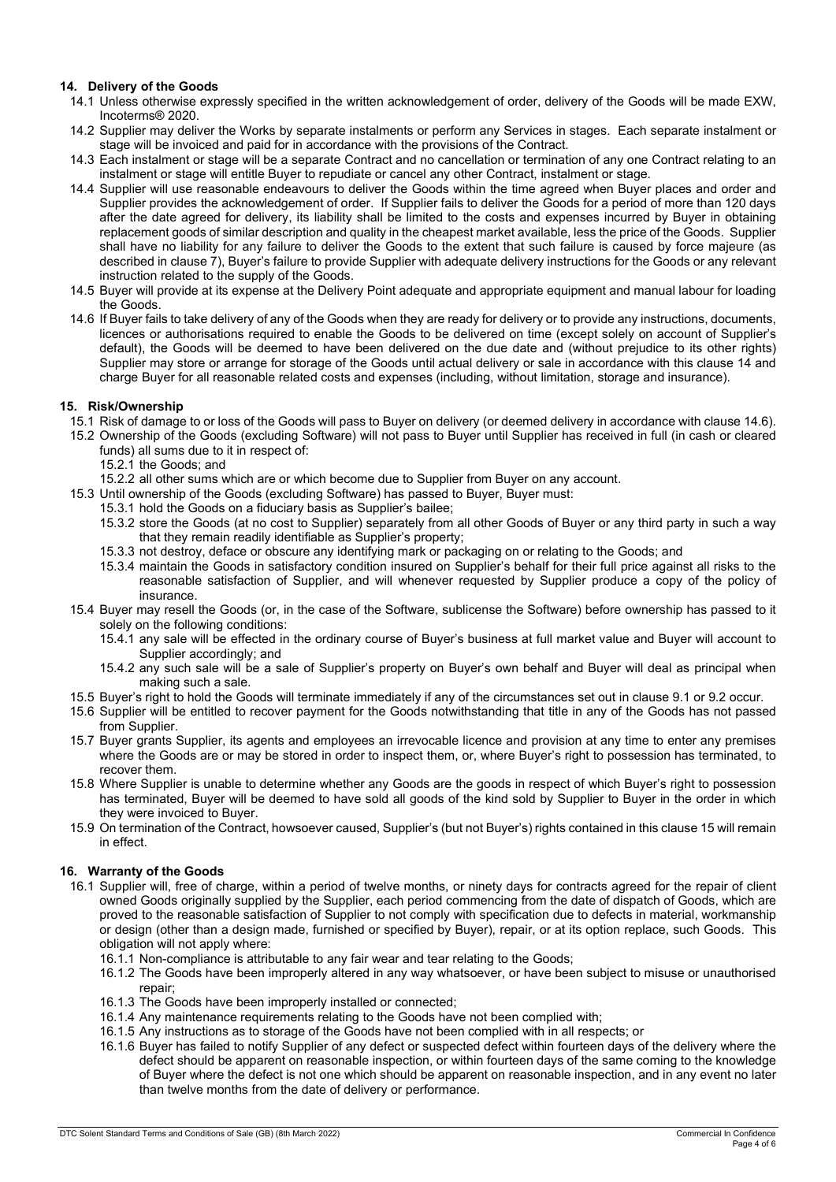## 14. Delivery of the Goods

14.1 Unless otherwise expressly specified in the written acknowledgement of order, delivery of the Goods will be made EXW, Incoterms® 2020.

14.2 Supplier may deliver the Works by separate instalments or perform any Services in stages. Each separate instalment or stage will be invoiced and paid for in accordance with the provisions of the Contract.

14.3 Each instalment or stage will be a separate Contract and no cancellation or termination of any one Contract relating to an instalment or stage will entitle Buyer to repudiate or cancel any other Contract, instalment or stage.

14.4 Supplier will use reasonable endeavours to deliver the Goods within the time agreed when Buyer places and order and Supplier provides the acknowledgement of order. If Supplier fails to deliver the Goods for a period of more than 120 days after the date agreed for delivery, its liability shall be limited to the costs and expenses incurred by Buyer in obtaining replacement goods of similar description and quality in the cheapest market available, less the price of the Goods. Supplier shall have no liability for any failure to deliver the Goods to the extent that such failure is caused by force majeure (as described in clause 7), Buyer's failure to provide Supplier with adequate delivery instructions for the Goods or any relevant instruction related to the supply of the Goods.

14.5 Buyer will provide at its expense at the Delivery Point adequate and appropriate equipment and manual labour for loading the Goods.

14.6 If Buyer fails to take delivery of any of the Goods when they are ready for delivery or to provide any instructions, documents, licences or authorisations required to enable the Goods to be delivered on time (except solely on account of Supplier's default), the Goods will be deemed to have been delivered on the due date and (without prejudice to its other rights) Supplier may store or arrange for storage of the Goods until actual delivery or sale in accordance with this clause 14 and charge Buyer for all reasonable related costs and expenses (including, without limitation, storage and insurance).

## 15. Risk/Ownership

15.1 Risk of damage to or loss of the Goods will pass to Buyer on delivery (or deemed delivery in accordance with clause 14.6).

15.2 Ownership of the Goods (excluding Software) will not pass to Buyer until Supplier has received in full (in cash or cleared funds) all sums due to it in respect of:

15.2.1 the Goods; and

15.2.2 all other sums which are or which become due to Supplier from Buyer on any account.

15.3 Until ownership of the Goods (excluding Software) has passed to Buyer, Buyer must:

15.3.1 hold the Goods on a fiduciary basis as Supplier's bailee;

15.3.2 store the Goods (at no cost to Supplier) separately from all other Goods of Buyer or any third party in such a way that they remain readily identifiable as Supplier's property;

15.3.3 not destroy, deface or obscure any identifying mark or packaging on or relating to the Goods; and

15.3.4 maintain the Goods in satisfactory condition insured on Supplier's behalf for their full price against all risks to the reasonable satisfaction of Supplier, and will whenever requested by Supplier produce a copy of the policy of insurance.

15.4 Buyer may resell the Goods (or, in the case of the Software, sublicense the Software) before ownership has passed to it solely on the following conditions:

15.4.1 any sale will be effected in the ordinary course of Buyer's business at full market value and Buyer will account to Supplier accordingly; and

15.4.2 any such sale will be a sale of Supplier's property on Buyer's own behalf and Buyer will deal as principal when making such a sale.

15.5 Buyer's right to hold the Goods will terminate immediately if any of the circumstances set out in clause 9.1 or 9.2 occur.

15.6 Supplier will be entitled to recover payment for the Goods notwithstanding that title in any of the Goods has not passed from Supplier.

15.7 Buyer grants Supplier, its agents and employees an irrevocable licence and provision at any time to enter any premises where the Goods are or may be stored in order to inspect them, or, where Buyer's right to possession has terminated, to recover them.

15.8 Where Supplier is unable to determine whether any Goods are the goods in respect of which Buyer's right to possession has terminated, Buyer will be deemed to have sold all goods of the kind sold by Supplier to Buyer in the order in which they were invoiced to Buyer.

15.9 On termination of the Contract, howsoever caused, Supplier's (but not Buyer's) rights contained in this clause 15 will remain in effect.

## 16. Warranty of the Goods

16.1 Supplier will, free of charge, within a period of twelve months, or ninety days for contracts agreed for the repair of client owned Goods originally supplied by the Supplier, each period commencing from the date of dispatch of Goods, which are proved to the reasonable satisfaction of Supplier to not comply with specification due to defects in material, workmanship or design (other than a design made, furnished or specified by Buyer), repair, or at its option replace, such Goods. This obligation will not apply where:

16.1.1 Non-compliance is attributable to any fair wear and tear relating to the Goods;

16.1.2 The Goods have been improperly altered in any way whatsoever, or have been subject to misuse or unauthorised repair;

16.1.3 The Goods have been improperly installed or connected;

16.1.4 Any maintenance requirements relating to the Goods have not been complied with;

16.1.5 Any instructions as to storage of the Goods have not been complied with in all respects; or

16.1.6 Buyer has failed to notify Supplier of any defect or suspected defect within fourteen days of the delivery where the defect should be apparent on reasonable inspection, or within fourteen days of the same coming to the knowledge of Buyer where the defect is not one which should be apparent on reasonable inspection, and in any event no later than twelve months from the date of delivery or performance.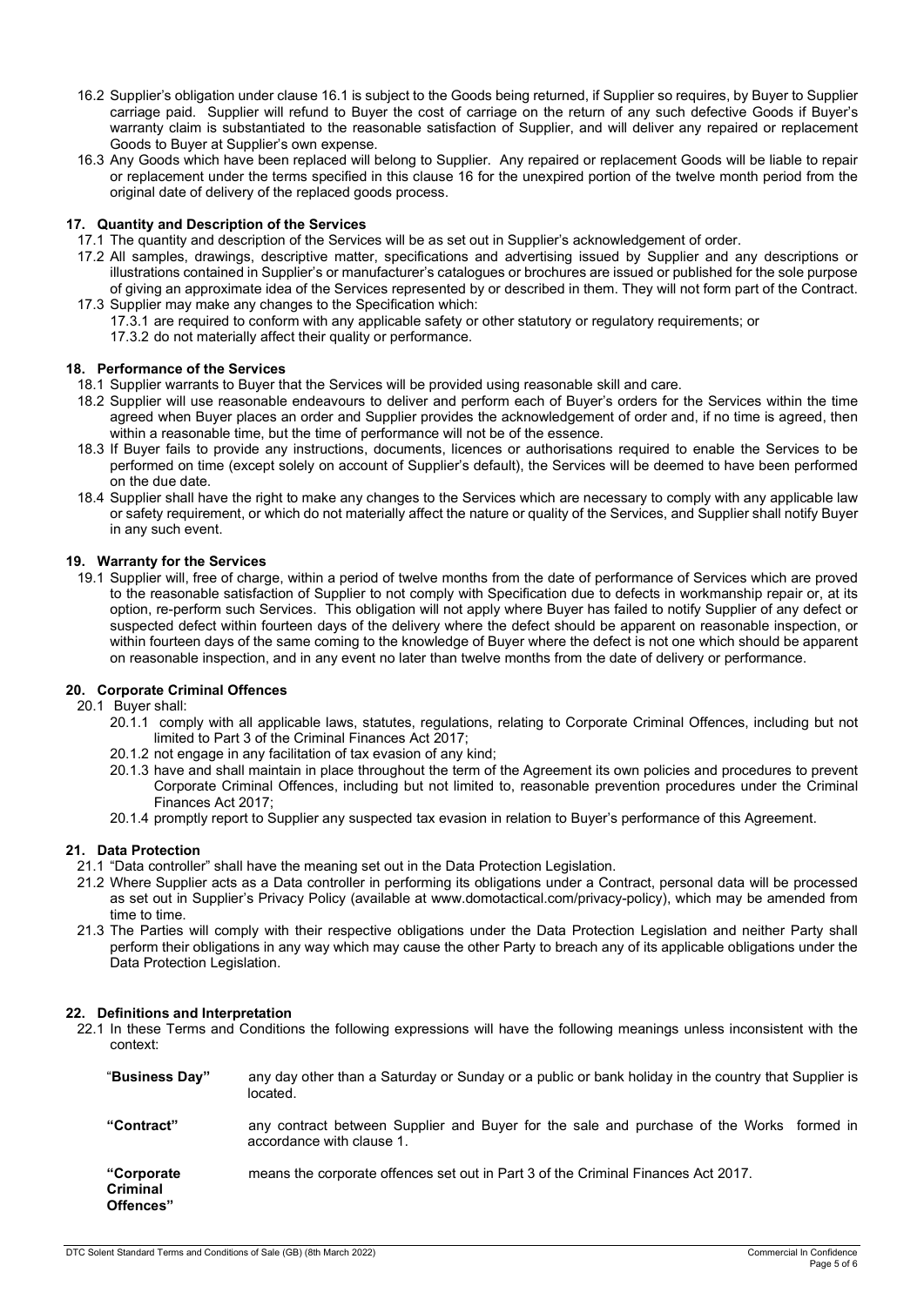16.2 Supplier's obligation under clause 16.1 is subject to the Goods being returned, if Supplier so requires, by Buyer to Supplier carriage paid. Supplier will refund to Buyer the cost of carriage on the return of any such defective Goods if Buyer's warranty claim is substantiated to the reasonable satisfaction of Supplier, and will deliver any repaired or replacement Goods to Buyer at Supplier's own expense.

16.3 Any Goods which have been replaced will belong to Supplier. Any repaired or replacement Goods will be liable to repair or replacement under the terms specified in this clause 16 for the unexpired portion of the twelve month period from the original date of delivery of the replaced goods process.

## 17. Quantity and Description of the Services

17.1 The quantity and description of the Services will be as set out in Supplier's acknowledgement of order.

17.2 All samples, drawings, descriptive matter, specifications and advertising issued by Supplier and any descriptions or illustrations contained in Supplier's or manufacturer's catalogues or brochures are issued or published for the sole purpose of giving an approximate idea of the Services represented by or described in them. They will not form part of the Contract.

17.3 Supplier may make any changes to the Specification which:

17.3.1 are required to conform with any applicable safety or other statutory or regulatory requirements; or

17.3.2 do not materially affect their quality or performance.

## 18. Performance of the Services

18.1 Supplier warrants to Buyer that the Services will be provided using reasonable skill and care.

18.2 Supplier will use reasonable endeavours to deliver and perform each of Buyer's orders for the Services within the time agreed when Buyer places an order and Supplier provides the acknowledgement of order and, if no time is agreed, then within a reasonable time, but the time of performance will not be of the essence.

18.3 If Buyer fails to provide any instructions, documents, licences or authorisations required to enable the Services to be performed on time (except solely on account of Supplier's default), the Services will be deemed to have been performed on the due date.

18.4 Supplier shall have the right to make any changes to the Services which are necessary to comply with any applicable law or safety requirement, or which do not materially affect the nature or quality of the Services, and Supplier shall notify Buyer in any such event.

## 19. Warranty for the Services

19.1 Supplier will, free of charge, within a period of twelve months from the date of performance of Services which are proved to the reasonable satisfaction of Supplier to not comply with Specification due to defects in workmanship repair or, at its option, re-perform such Services. This obligation will not apply where Buyer has failed to notify Supplier of any defect or suspected defect within fourteen days of the delivery where the defect should be apparent on reasonable inspection, or within fourteen days of the same coming to the knowledge of Buyer where the defect is not one which should be apparent on reasonable inspection, and in any event no later than twelve months from the date of delivery or performance.

## 20. Corporate Criminal Offences

20.1 Buyer shall:

20.1.1 comply with all applicable laws, statutes, regulations, relating to Corporate Criminal Offences, including but not limited to Part 3 of the Criminal Finances Act 2017;

20.1.2 not engage in any facilitation of tax evasion of any kind;

20.1.3 have and shall maintain in place throughout the term of the Agreement its own policies and procedures to prevent Corporate Criminal Offences, including but not limited to, reasonable prevention procedures under the Criminal Finances Act 2017;

20.1.4 promptly report to Supplier any suspected tax evasion in relation to Buyer's performance of this Agreement.

## 21. Data Protection

21.1 "Data controller" shall have the meaning set out in the Data Protection Legislation.

21.2 Where Supplier acts as a Data controller in performing its obligations under a Contract, personal data will be processed as set out in Supplier's Privacy Policy (available at www.domotactical.com/privacy-policy), which may be amended from time to time.

21.3 The Parties will comply with their respective obligations under the Data Protection Legislation and neither Party shall perform their obligations in any way which may cause the other Party to breach any of its applicable obligations under the Data Protection Legislation.

## 22. Definitions and Interpretation

22.1 In these Terms and Conditions the following expressions will have the following meanings unless inconsistent with the context:

| Term | Meaning |
|---|---|
| "**Business Day**" | any day other than a Saturday or Sunday or a public or bank holiday in the country that Supplier is located. |
| **"Contract"** | any contract between Supplier and Buyer for the sale and purchase of the Works formed in accordance with clause 1. |
| **"Corporate Criminal Offences"** | means the corporate offences set out in Part 3 of the Criminal Finances Act 2017. |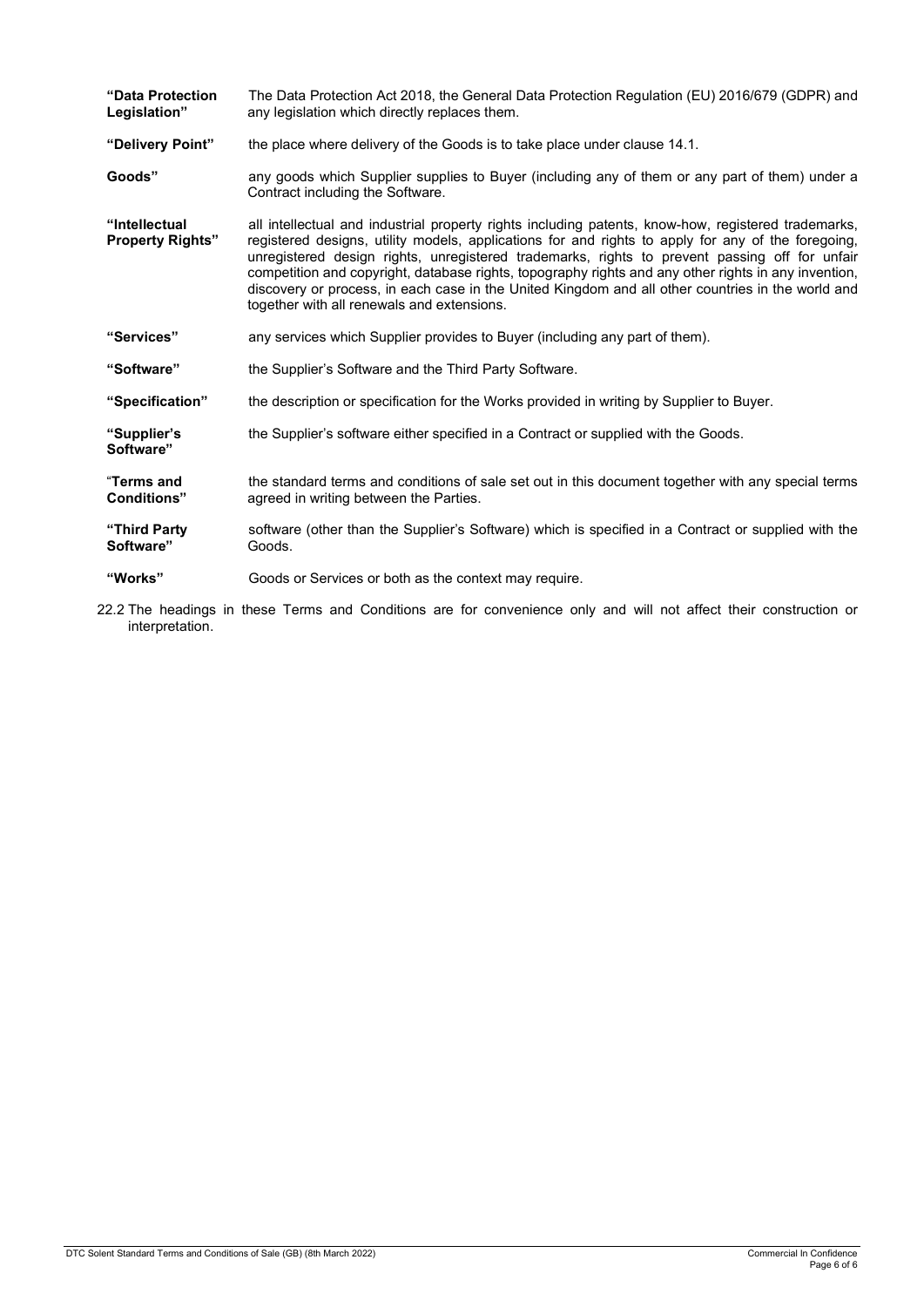| | |
|---|---|
| **"Data Protection Legislation"** | The Data Protection Act 2018, the General Data Protection Regulation (EU) 2016/679 (GDPR) and any legislation which directly replaces them. |
| **"Delivery Point"** | the place where delivery of the Goods is to take place under clause 14.1. |
| **Goods"** | any goods which Supplier supplies to Buyer (including any of them or any part of them) under a Contract including the Software. |
| **"Intellectual Property Rights"** | all intellectual and industrial property rights including patents, know-how, registered trademarks, registered designs, utility models, applications for and rights to apply for any of the foregoing, unregistered design rights, unregistered trademarks, rights to prevent passing off for unfair competition and copyright, database rights, topography rights and any other rights in any invention, discovery or process, in each case in the United Kingdom and all other countries in the world and together with all renewals and extensions. |
| **"Services"** | any services which Supplier provides to Buyer (including any part of them). |
| **"Software"** | the Supplier's Software and the Third Party Software. |
| **"Specification"** | the description or specification for the Works provided in writing by Supplier to Buyer. |
| **"Supplier's Software"** | the Supplier's software either specified in a Contract or supplied with the Goods. |
| **"Terms and Conditions"** | the standard terms and conditions of sale set out in this document together with any special terms agreed in writing between the Parties. |
| **"Third Party Software"** | software (other than the Supplier's Software) which is specified in a Contract or supplied with the Goods. |
| **"Works"** | Goods or Services or both as the context may require. |

22.2 The headings in these Terms and Conditions are for convenience only and will not affect their construction or interpretation.